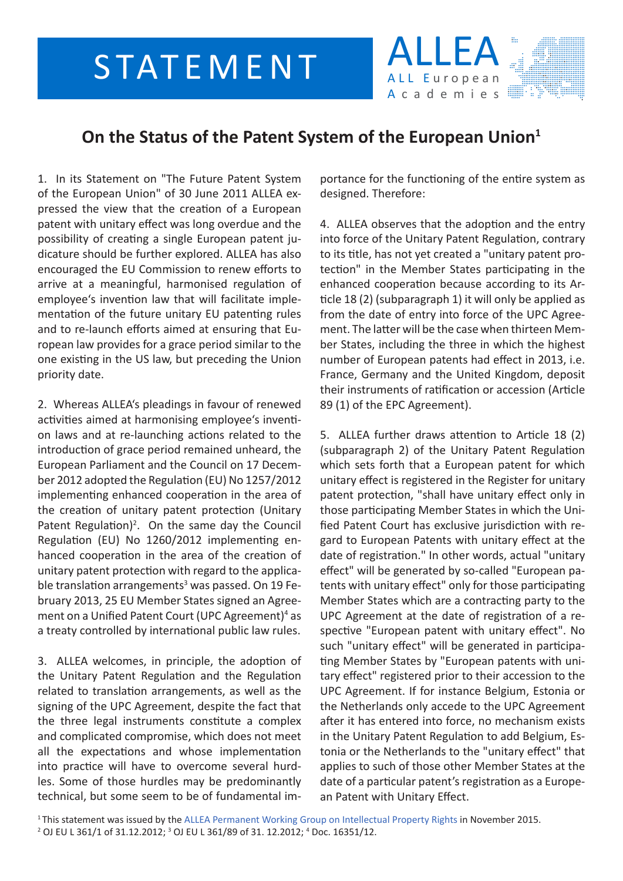STATEMENT

ALLEA
ALL European Academies

# On the Status of the Patent System of the European Union[1]

1. In its Statement on "The Future Patent System of the European Union" of 30 June 2011 ALLEA expressed the view that the creation of a European patent with unitary effect was long overdue and the possibility of creating a single European patent judicature should be further explored. ALLEA has also encouraged the EU Commission to renew efforts to arrive at a meaningful, harmonised regulation of employee's invention law that will facilitate implementation of the future unitary EU patenting rules and to re-launch efforts aimed at ensuring that European law provides for a grace period similar to the one existing in the US law, but preceding the Union priority date.

2. Whereas ALLEA's pleadings in favour of renewed activities aimed at harmonising employee's invention laws and at re-launching actions related to the introduction of grace period remained unheard, the European Parliament and the Council on 17 December 2012 adopted the Regulation (EU) No 1257/2012 implementing enhanced cooperation in the area of the creation of unitary patent protection (Unitary Patent Regulation)[2]. On the same day the Council Regulation (EU) No 1260/2012 implementing enhanced cooperation in the area of the creation of unitary patent protection with regard to the applicable translation arrangements[3] was passed. On 19 February 2013, 25 EU Member States signed an Agreement on a Unified Patent Court (UPC Agreement)[4] as a treaty controlled by international public law rules.

3. ALLEA welcomes, in principle, the adoption of the Unitary Patent Regulation and the Regulation related to translation arrangements, as well as the signing of the UPC Agreement, despite the fact that the three legal instruments constitute a complex and complicated compromise, which does not meet all the expectations and whose implementation into practice will have to overcome several hurdles. Some of those hurdles may be predominantly technical, but some seem to be of fundamental importance for the functioning of the entire system as designed. Therefore:

4. ALLEA observes that the adoption and the entry into force of the Unitary Patent Regulation, contrary to its title, has not yet created a "unitary patent protection" in the Member States participating in the enhanced cooperation because according to its Article 18 (2) (subparagraph 1) it will only be applied as from the date of entry into force of the UPC Agreement. The latter will be the case when thirteen Member States, including the three in which the highest number of European patents had effect in 2013, i.e. France, Germany and the United Kingdom, deposit their instruments of ratification or accession (Article 89 (1) of the EPC Agreement).

5. ALLEA further draws attention to Article 18 (2) (subparagraph 2) of the Unitary Patent Regulation which sets forth that a European patent for which unitary effect is registered in the Register for unitary patent protection, "shall have unitary effect only in those participating Member States in which the Unified Patent Court has exclusive jurisdiction with regard to European Patents with unitary effect at the date of registration." In other words, actual "unitary effect" will be generated by so-called "European patents with unitary effect" only for those participating Member States which are a contracting party to the UPC Agreement at the date of registration of a respective "European patent with unitary effect". No such "unitary effect" will be generated in participating Member States by "European patents with unitary effect" registered prior to their accession to the UPC Agreement. If for instance Belgium, Estonia or the Netherlands only accede to the UPC Agreement after it has entered into force, no mechanism exists in the Unitary Patent Regulation to add Belgium, Estonia or the Netherlands to the "unitary effect" that applies to such of those other Member States at the date of a particular patent's registration as a European Patent with Unitary Effect.

[1] This statement was issued by the ALLEA Permanent Working Group on Intellectual Property Rights in November 2015.
[2] OJ EU L 361/1 of 31.12.2012; [3] OJ EU L 361/89 of 31. 12.2012; [4] Doc. 16351/12.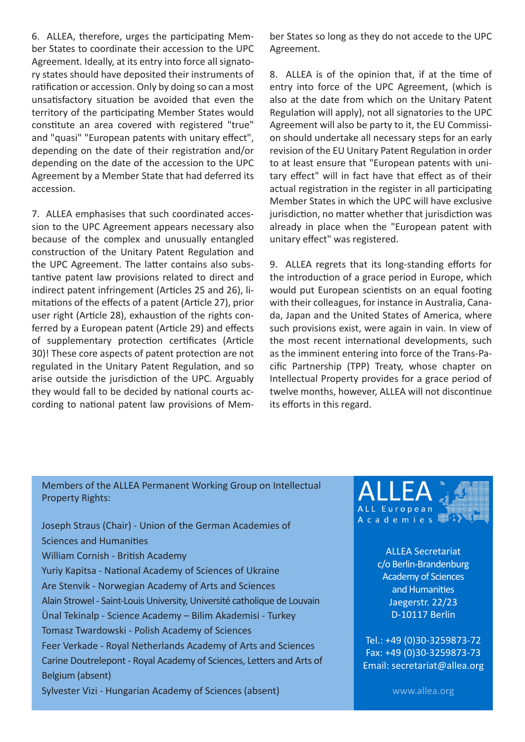6. ALLEA, therefore, urges the participating Member States to coordinate their accession to the UPC Agreement. Ideally, at its entry into force all signatory states should have deposited their instruments of ratification or accession. Only by doing so can a most unsatisfactory situation be avoided that even the territory of the participating Member States would constitute an area covered with registered "true" and "quasi" "European patents with unitary effect", depending on the date of their registration and/or depending on the date of the accession to the UPC Agreement by a Member State that had deferred its accession.

7. ALLEA emphasises that such coordinated accession to the UPC Agreement appears necessary also because of the complex and unusually entangled construction of the Unitary Patent Regulation and the UPC Agreement. The latter contains also substantive patent law provisions related to direct and indirect patent infringement (Articles 25 and 26), limitations of the effects of a patent (Article 27), prior user right (Article 28), exhaustion of the rights conferred by a European patent (Article 29) and effects of supplementary protection certificates (Article 30)! These core aspects of patent protection are not regulated in the Unitary Patent Regulation, and so arise outside the jurisdiction of the UPC. Arguably they would fall to be decided by national courts according to national patent law provisions of Member States so long as they do not accede to the UPC Agreement.

8. ALLEA is of the opinion that, if at the time of entry into force of the UPC Agreement, (which is also at the date from which on the Unitary Patent Regulation will apply), not all signatories to the UPC Agreement will also be party to it, the EU Commission should undertake all necessary steps for an early revision of the EU Unitary Patent Regulation in order to at least ensure that "European patents with unitary effect" will in fact have that effect as of their actual registration in the register in all participating Member States in which the UPC will have exclusive jurisdiction, no matter whether that jurisdiction was already in place when the "European patent with unitary effect" was registered.

9. ALLEA regrets that its long-standing efforts for the introduction of a grace period in Europe, which would put European scientists on an equal footing with their colleagues, for instance in Australia, Canada, Japan and the United States of America, where such provisions exist, were again in vain. In view of the most recent international developments, such as the imminent entering into force of the Trans-Pacific Partnership (TPP) Treaty, whose chapter on Intellectual Property provides for a grace period of twelve months, however, ALLEA will not discontinue its efforts in this regard.

Members of the ALLEA Permanent Working Group on Intellectual Property Rights:

Joseph Straus (Chair) - Union of the German Academies of Sciences and Humanities
William Cornish - British Academy
Yuriy Kapitsa - National Academy of Sciences of Ukraine
Are Stenvik - Norwegian Academy of Arts and Sciences
Alain Strowel - Saint-Louis University, Université catholique de Louvain
Ünal Tekinalp - Science Academy – Bilim Akademisi - Turkey
Tomasz Twardowski - Polish Academy of Sciences
Feer Verkade - Royal Netherlands Academy of Arts and Sciences
Carine Doutrelepont - Royal Academy of Sciences, Letters and Arts of Belgium (absent)
Sylvester Vizi - Hungarian Academy of Sciences (absent)

ALLEA
ALL European Academies

ALLEA Secretariat
c/o Berlin-Brandenburg
Academy of Sciences
and Humanities
Jaegerstr. 22/23
D-10117 Berlin

Tel.: +49 (0)30-3259873-72
Fax: +49 (0)30-3259873-73
Email: secretariat@allea.org

www.allea.org